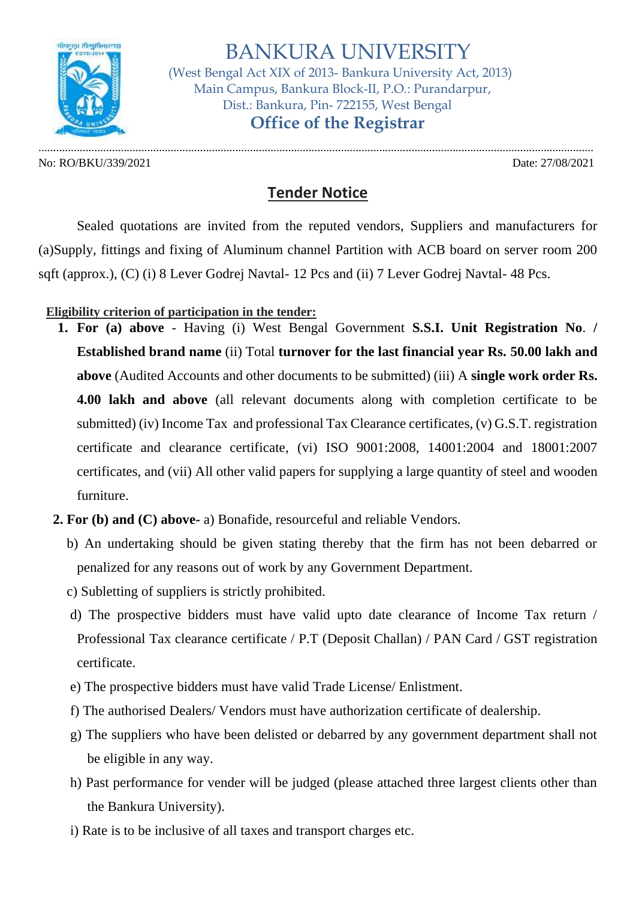# BANKURA UNIVERSITY

(West Bengal Act XIX of 2013- Bankura University Act, 2013)
Main Campus, Bankura Block-II, P.O.: Purandarpur,
Dist.: Bankura, Pin- 722155, West Bengal

## Office of the Registrar

No: RO/BKU/339/2021 Date: 27/08/2021

## Tender Notice

Sealed quotations are invited from the reputed vendors, Suppliers and manufacturers for (a)Supply, fittings and fixing of Aluminum channel Partition with ACB board on server room 200 sqft (approx.), (C) (i) 8 Lever Godrej Navtal- 12 Pcs and (ii) 7 Lever Godrej Navtal- 48 Pcs.

**Eligibility criterion of participation in the tender:**

1. **For (a) above** - Having (i) West Bengal Government **S.S.I. Unit Registration No. / Established brand name** (ii) Total **turnover for the last financial year Rs. 50.00 lakh and above** (Audited Accounts and other documents to be submitted) (iii) A **single work order Rs. 4.00 lakh and above** (all relevant documents along with completion certificate to be submitted) (iv) Income Tax and professional Tax Clearance certificates, (v) G.S.T. registration certificate and clearance certificate, (vi) ISO 9001:2008, 14001:2004 and 18001:2007 certificates, and (vii) All other valid papers for supplying a large quantity of steel and wooden furniture.
2. **For (b) and (C) above-** a) Bonafide, resourceful and reliable Vendors.

   b) An undertaking should be given stating thereby that the firm has not been debarred or penalized for any reasons out of work by any Government Department.

   c) Subletting of suppliers is strictly prohibited.

   d) The prospective bidders must have valid upto date clearance of Income Tax return / Professional Tax clearance certificate / P.T (Deposit Challan) / PAN Card / GST registration certificate.

   e) The prospective bidders must have valid Trade License/ Enlistment.

   f) The authorised Dealers/ Vendors must have authorization certificate of dealership.

   g) The suppliers who have been delisted or debarred by any government department shall not be eligible in any way.

   h) Past performance for vender will be judged (please attached three largest clients other than the Bankura University).

   i) Rate is to be inclusive of all taxes and transport charges etc.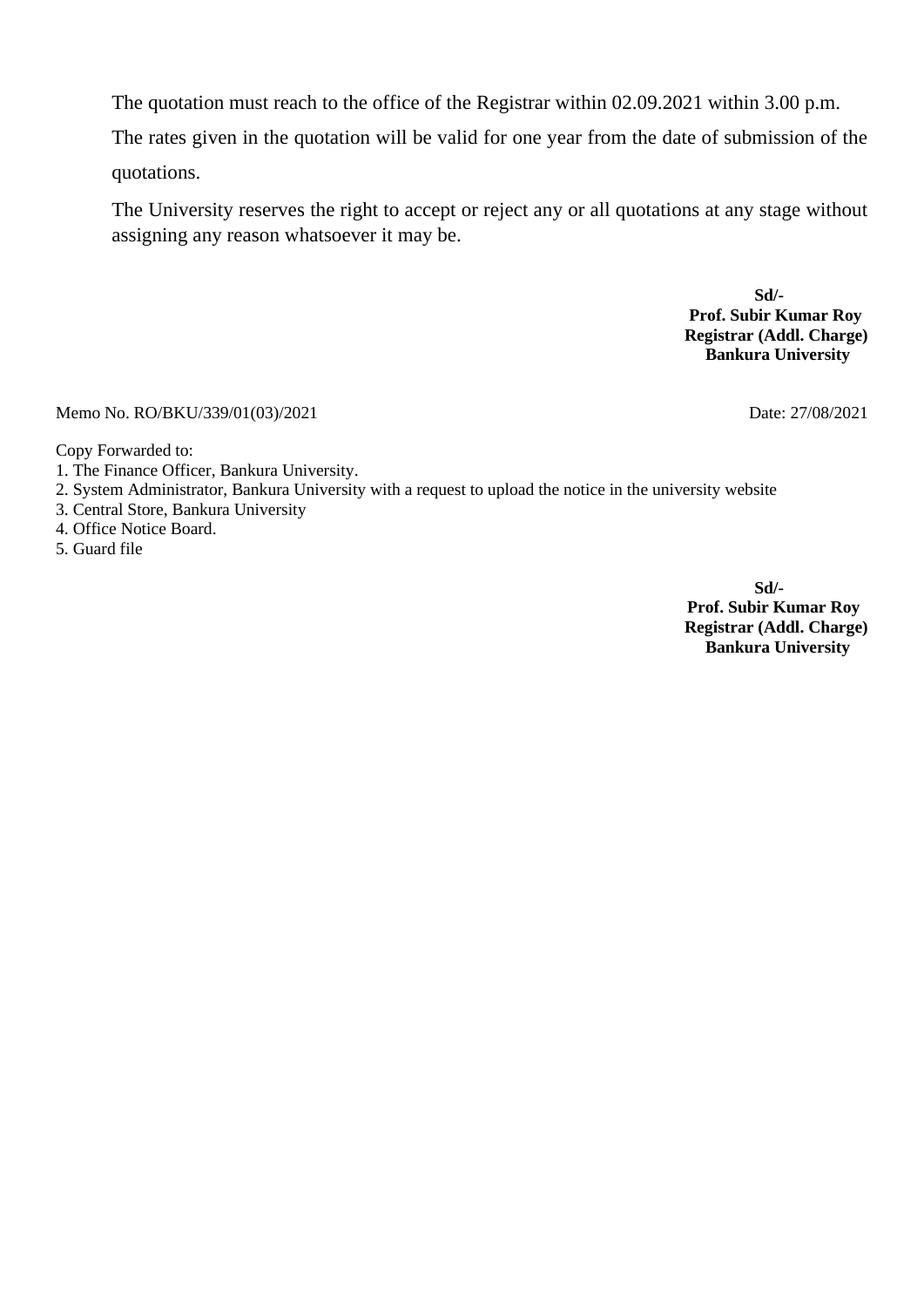The quotation must reach to the office of the Registrar within 02.09.2021 within 3.00 p.m.

The rates given in the quotation will be valid for one year from the date of submission of the quotations.

The University reserves the right to accept or reject any or all quotations at any stage without assigning any reason whatsoever it may be.

**Sd/-**
**Prof. Subir Kumar Roy**
**Registrar (Addl. Charge)**
**Bankura University**

Memo No. RO/BKU/339/01(03)/2021 Date: 27/08/2021

Copy Forwarded to:

1. The Finance Officer, Bankura University.
2. System Administrator, Bankura University with a request to upload the notice in the university website
3. Central Store, Bankura University
4. Office Notice Board.
5. Guard file

**Sd/-**
**Prof. Subir Kumar Roy**
**Registrar (Addl. Charge)**
**Bankura University**